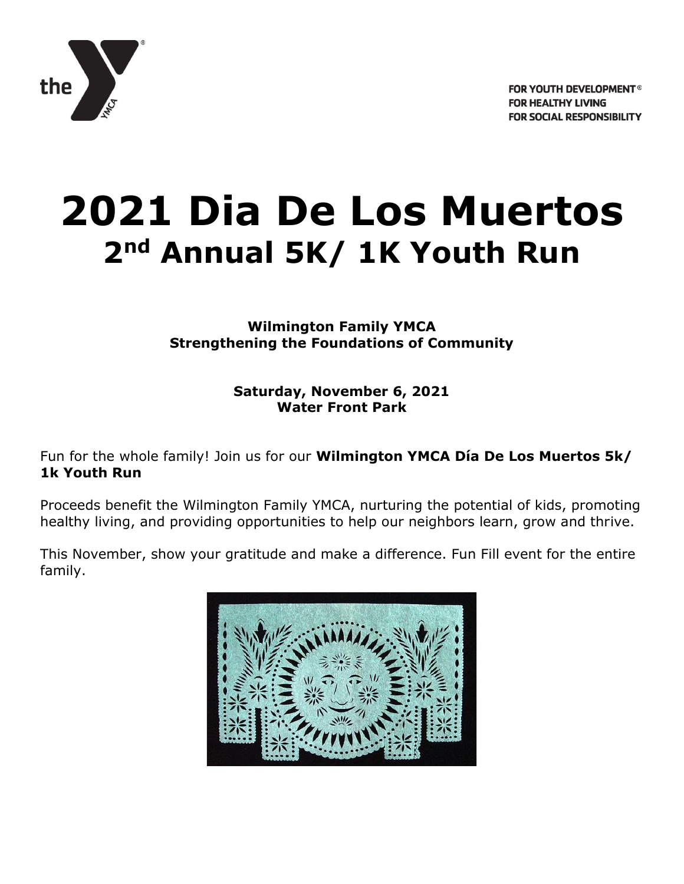FOR YOUTH DEVELOPMENT®
FOR HEALTHY LIVING
FOR SOCIAL RESPONSIBILITY

# 2021 Dia De Los Muertos
## 2nd Annual 5K/ 1K Youth Run

**Wilmington Family YMCA**
**Strengthening the Foundations of Community**

**Saturday, November 6, 2021**
**Water Front Park**

Fun for the whole family! Join us for our **Wilmington YMCA Día De Los Muertos 5k/ 1k Youth Run**

Proceeds benefit the Wilmington Family YMCA, nurturing the potential of kids, promoting healthy living, and providing opportunities to help our neighbors learn, grow and thrive.

This November, show your gratitude and make a difference. Fun Fill event for the entire family.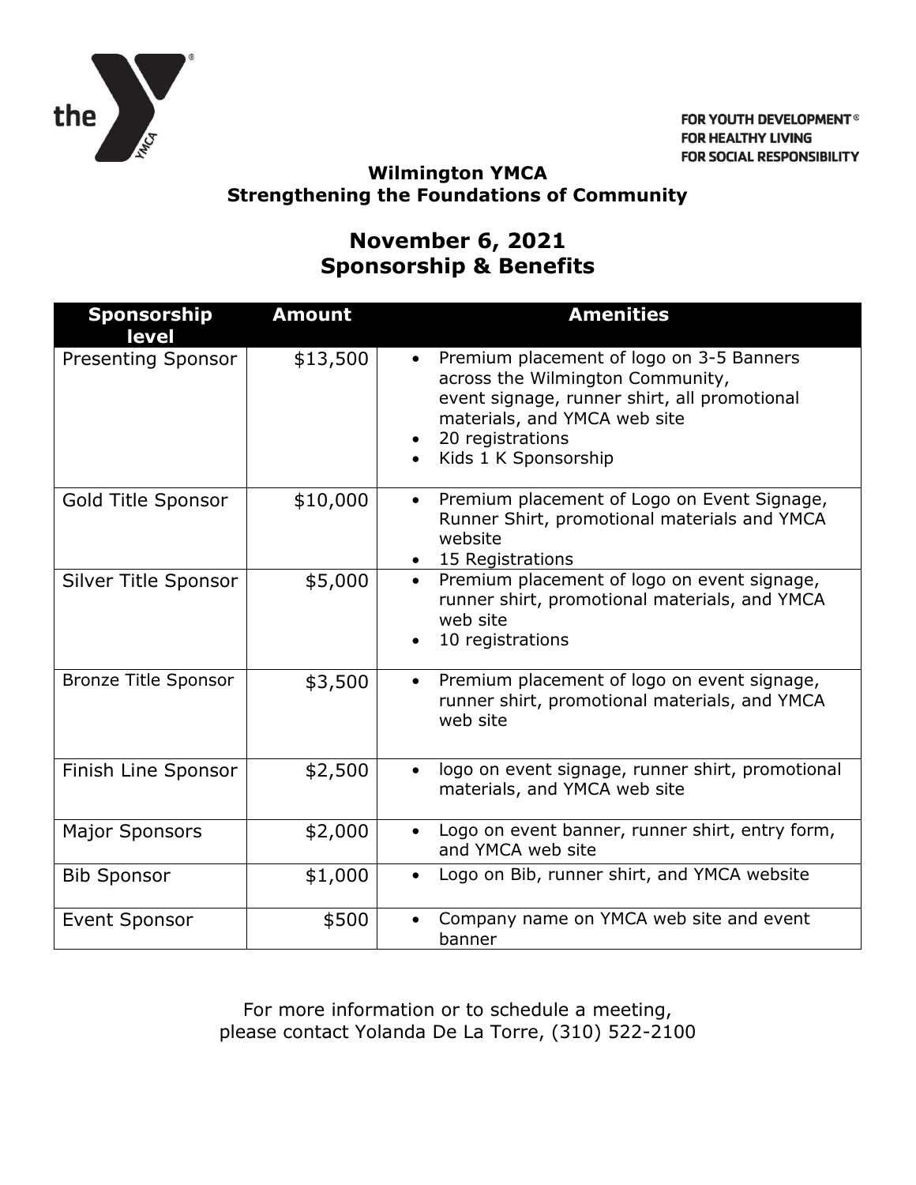FOR YOUTH DEVELOPMENT®
FOR HEALTHY LIVING
FOR SOCIAL RESPONSIBILITY

**Wilmington YMCA**
**Strengthening the Foundations of Community**

## November 6, 2021
## Sponsorship & Benefits

| Sponsorship level | Amount | Amenities |
| --- | --- | --- |
| Presenting Sponsor | $13,500 | • Premium placement of logo on 3-5 Banners across the Wilmington Community, event signage, runner shirt, all promotional materials, and YMCA web site<br>• 20 registrations<br>• Kids 1 K Sponsorship |
| Gold Title Sponsor | $10,000 | • Premium placement of Logo on Event Signage, Runner Shirt, promotional materials and YMCA website<br>• 15 Registrations |
| Silver Title Sponsor | $5,000 | • Premium placement of logo on event signage, runner shirt, promotional materials, and YMCA web site<br>• 10 registrations |
| Bronze Title Sponsor | $3,500 | • Premium placement of logo on event signage, runner shirt, promotional materials, and YMCA web site |
| Finish Line Sponsor | $2,500 | • logo on event signage, runner shirt, promotional materials, and YMCA web site |
| Major Sponsors | $2,000 | • Logo on event banner, runner shirt, entry form, and YMCA web site |
| Bib Sponsor | $1,000 | • Logo on Bib, runner shirt, and YMCA website |
| Event Sponsor | $500 | • Company name on YMCA web site and event banner |

For more information or to schedule a meeting,
please contact Yolanda De La Torre, (310) 522-2100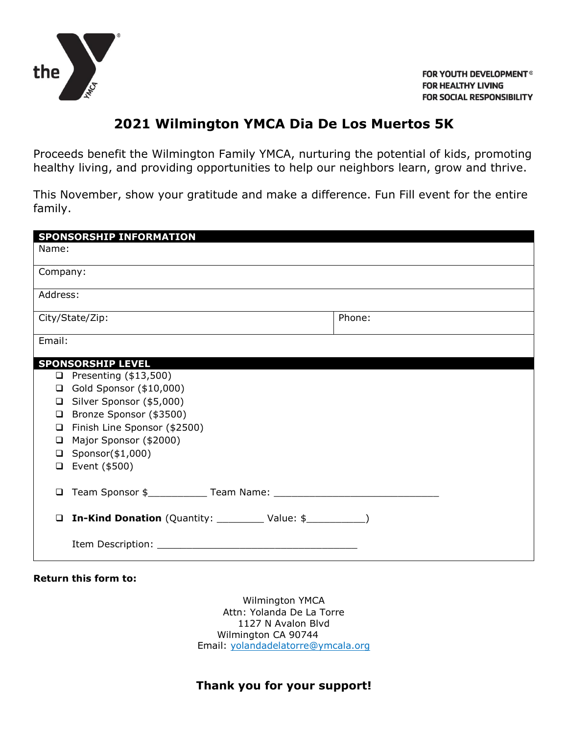FOR YOUTH DEVELOPMENT®
FOR HEALTHY LIVING
FOR SOCIAL RESPONSIBILITY

# 2021 Wilmington YMCA Dia De Los Muertos 5K

Proceeds benefit the Wilmington Family YMCA, nurturing the potential of kids, promoting healthy living, and providing opportunities to help our neighbors learn, grow and thrive.

This November, show your gratitude and make a difference. Fun Fill event for the entire family.

## SPONSORSHIP INFORMATION

| | |
|---|---|
| Name: | |
| Company: | |
| Address: | |
| City/State/Zip: | Phone: |
| Email: | |

## SPONSORSHIP LEVEL

- ❑ Presenting ($13,500)
- ❑ Gold Sponsor ($10,000)
- ❑ Silver Sponsor ($5,000)
- ❑ Bronze Sponsor ($3500)
- ❑ Finish Line Sponsor ($2500)
- ❑ Major Sponsor ($2000)
- ❑ Sponsor($1,000)
- ❑ Event ($500)

- ❑ Team Sponsor $__________ Team Name: _____________________________

- ❑ **In-Kind Donation** (Quantity: ________ Value: $__________)

  Item Description: ___________________________________

**Return this form to:**

Wilmington YMCA
Attn: Yolanda De La Torre
1127 N Avalon Blvd
Wilmington CA 90744
Email: yolandadelatorre@ymcala.org

**Thank you for your support!**